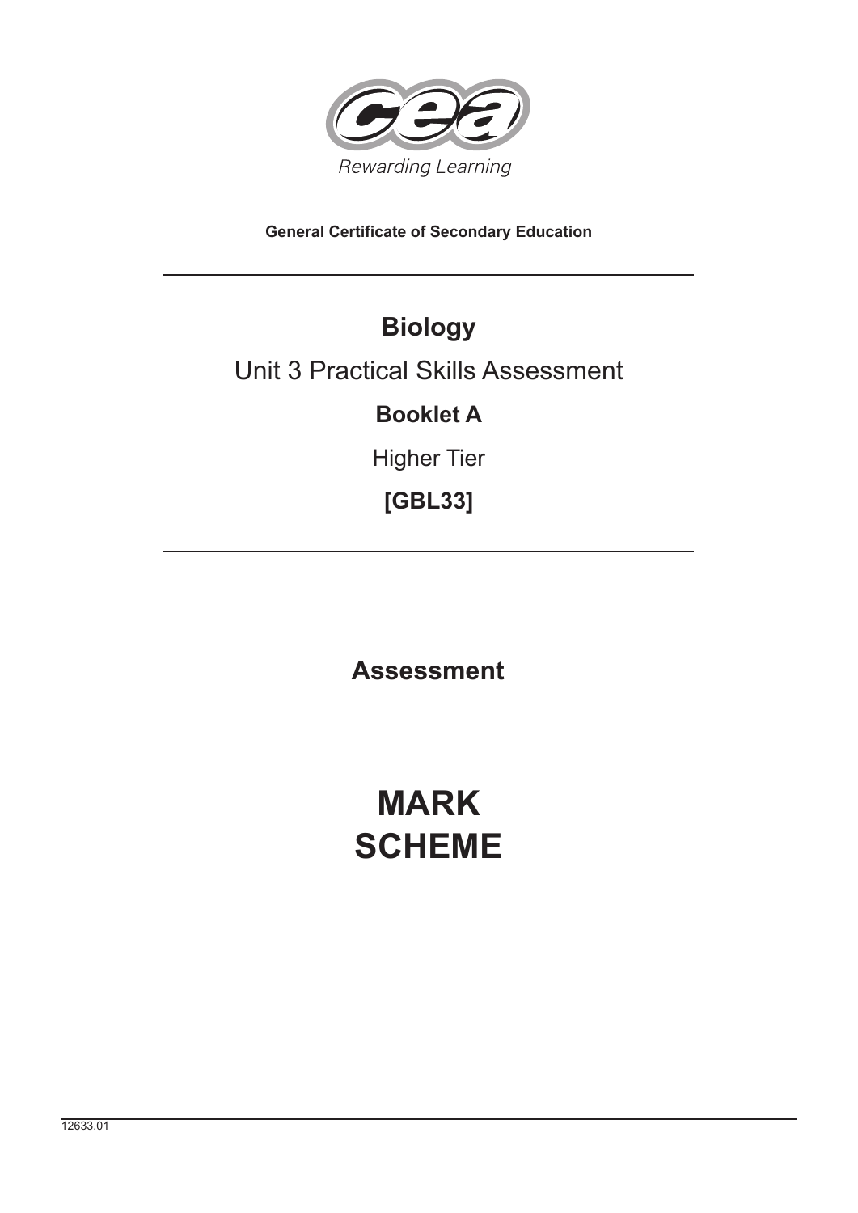Rewarding Learning

**General Certificate of Secondary Education**

# Biology

## Unit 3 Practical Skills Assessment

**Booklet A**

Higher Tier

**[GBL33]**

**Assessment**

# MARK SCHEME

12633.01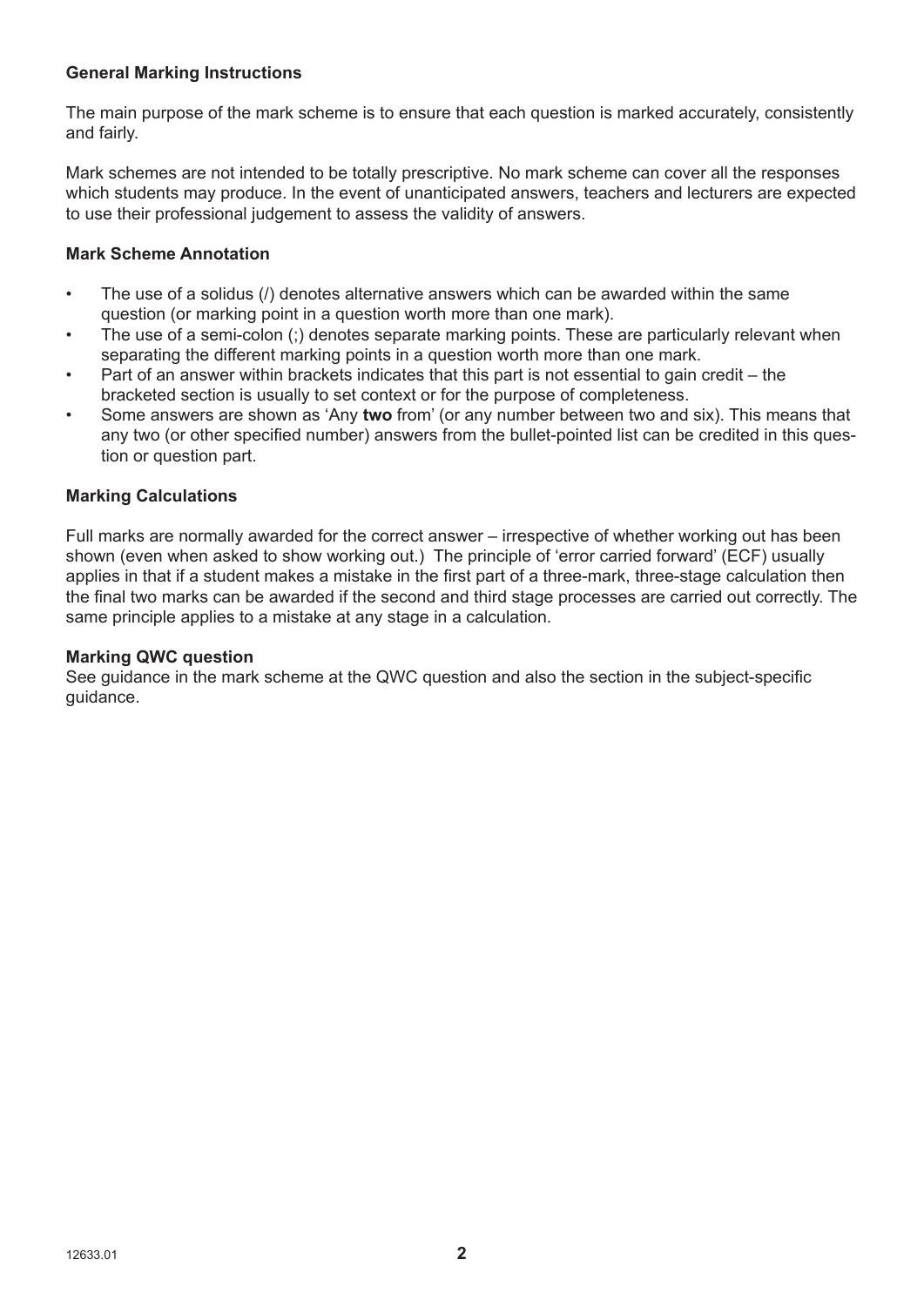**General Marking Instructions**

The main purpose of the mark scheme is to ensure that each question is marked accurately, consistently and fairly.

Mark schemes are not intended to be totally prescriptive. No mark scheme can cover all the responses which students may produce. In the event of unanticipated answers, teachers and lecturers are expected to use their professional judgement to assess the validity of answers.

**Mark Scheme Annotation**

- The use of a solidus (/) denotes alternative answers which can be awarded within the same question (or marking point in a question worth more than one mark).
- The use of a semi-colon (;) denotes separate marking points. These are particularly relevant when separating the different marking points in a question worth more than one mark.
- Part of an answer within brackets indicates that this part is not essential to gain credit – the bracketed section is usually to set context or for the purpose of completeness.
- Some answers are shown as 'Any **two** from' (or any number between two and six). This means that any two (or other specified number) answers from the bullet-pointed list can be credited in this question or question part.

**Marking Calculations**

Full marks are normally awarded for the correct answer – irrespective of whether working out has been shown (even when asked to show working out.) The principle of 'error carried forward' (ECF) usually applies in that if a student makes a mistake in the first part of a three-mark, three-stage calculation then the final two marks can be awarded if the second and third stage processes are carried out correctly. The same principle applies to a mistake at any stage in a calculation.

**Marking QWC question**

See guidance in the mark scheme at the QWC question and also the section in the subject-specific guidance.

12633.01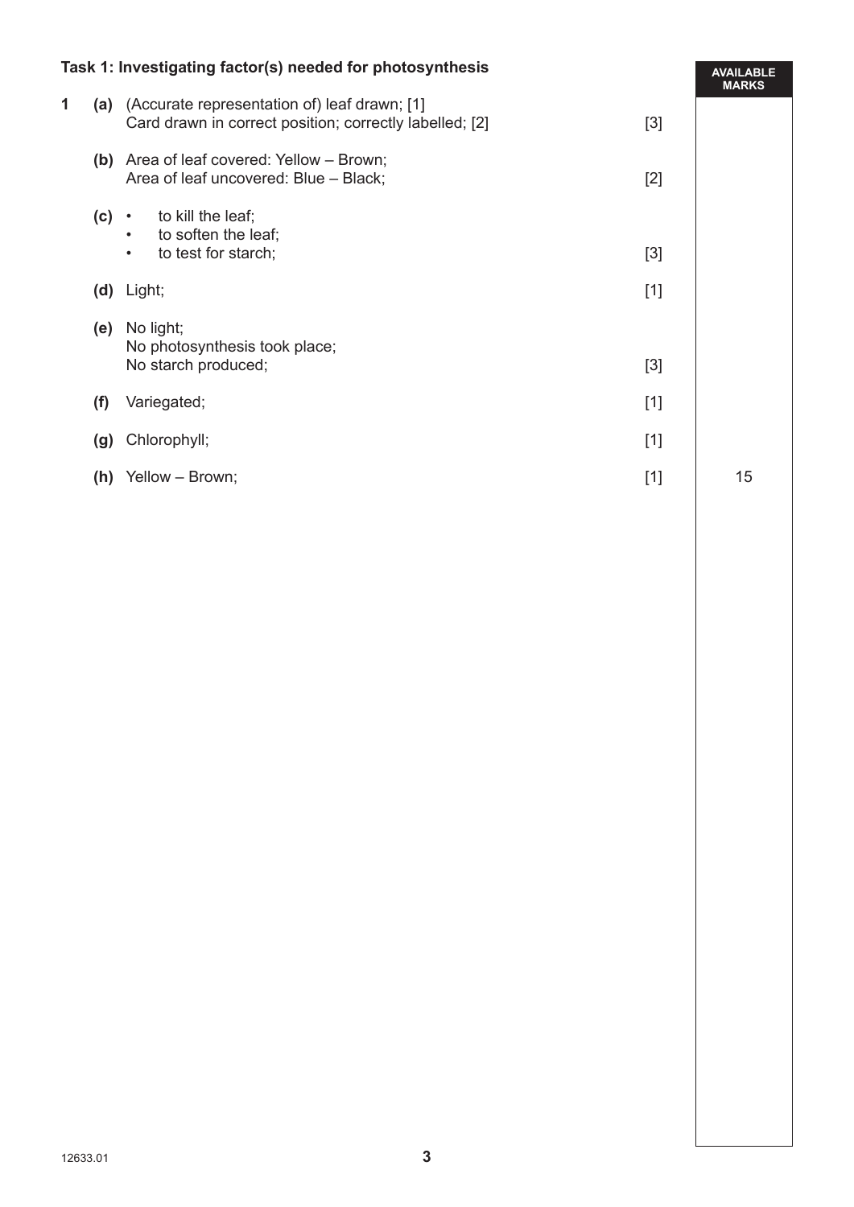## Task 1: Investigating factor(s) needed for photosynthesis

| | | | | AVAILABLE MARKS |
|---|---|---|---|---|
| **1** | **(a)** | (Accurate representation of) leaf drawn; [1]<br>Card drawn in correct position; correctly labelled; [2] | [3] | |
| | **(b)** | Area of leaf covered: Yellow – Brown;<br>Area of leaf uncovered: Blue – Black; | [2] | |
| | **(c)** | • to kill the leaf;<br>• to soften the leaf;<br>• to test for starch; | [3] | |
| | **(d)** | Light; | [1] | |
| | **(e)** | No light;<br>No photosynthesis took place;<br>No starch produced; | [3] | |
| | **(f)** | Variegated; | [1] | |
| | **(g)** | Chlorophyll; | [1] | |
| | **(h)** | Yellow – Brown; | [1] | 15 |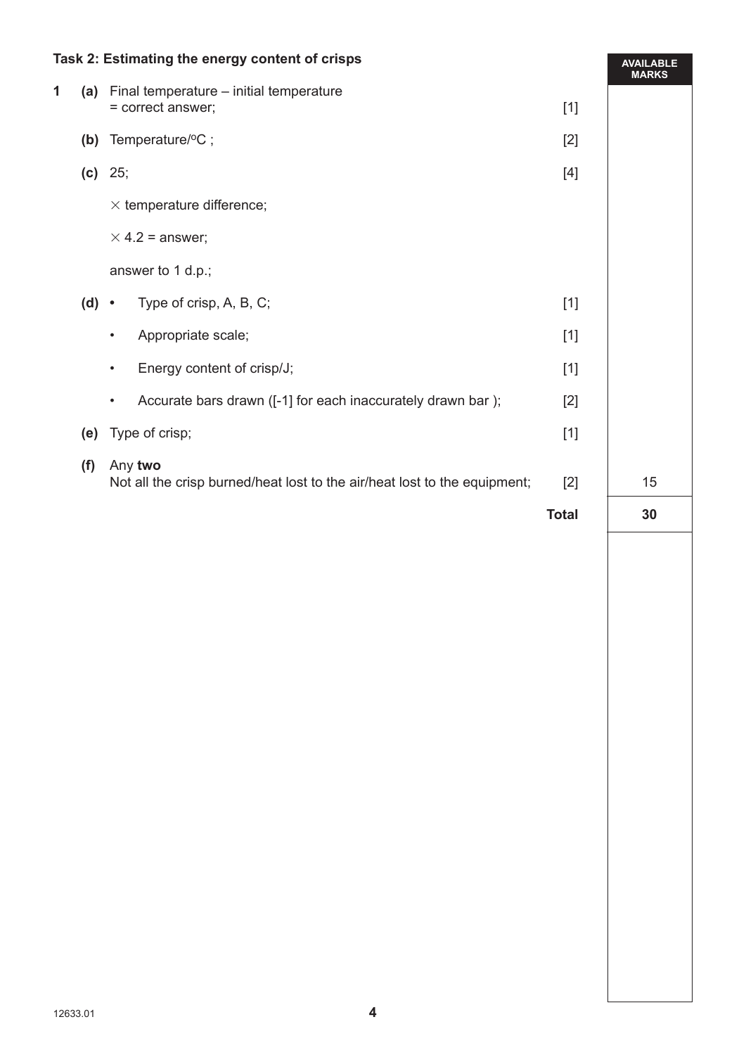### Task 2: Estimating the energy content of crisps

| | | | | AVAILABLE MARKS |
|---|---|---|---|---|
| 1 | (a) | Final temperature – initial temperature = correct answer; | [1] | |
| | (b) | Temperature/°C ; | [2] | |
| | (c) | 25; | [4] | |
| | | $\times$ temperature difference; | | |
| | | $\times$ 4.2 = answer; | | |
| | | answer to 1 d.p.; | | |
| | (d) | • Type of crisp, A, B, C; | [1] | |
| | | • Appropriate scale; | [1] | |
| | | • Energy content of crisp/J; | [1] | |
| | | • Accurate bars drawn ([-1] for each inaccurately drawn bar ); | [2] | |
| | (e) | Type of crisp; | [1] | |
| | (f) | Any **two**<br>Not all the crisp burned/heat lost to the air/heat lost to the equipment; | [2] | 15 |
| | | | **Total** | **30** |